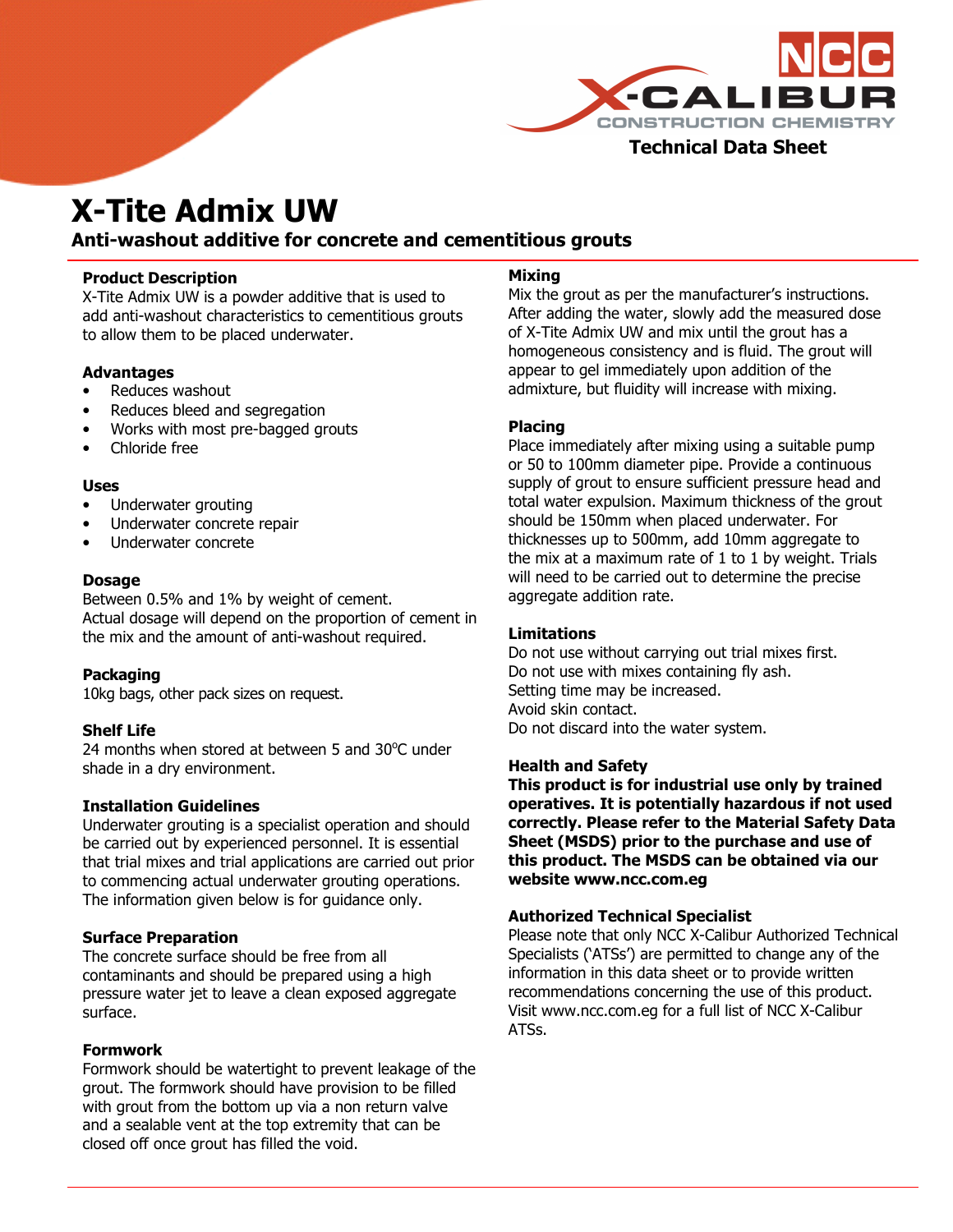Technical Data Sheet

# X-Tite Admix UW

## Anti-washout additive for concrete and cementitious grouts

### Product Description

X-Tite Admix UW is a powder additive that is used to add anti-washout characteristics to cementitious grouts to allow them to be placed underwater.

### Advantages

- Reduces washout
- Reduces bleed and segregation
- Works with most pre-bagged grouts
- Chloride free

### Uses

- Underwater grouting
- Underwater concrete repair
- Underwater concrete

### Dosage

Between 0.5% and 1% by weight of cement.
Actual dosage will depend on the proportion of cement in the mix and the amount of anti-washout required.

### Packaging

10kg bags, other pack sizes on request.

### Shelf Life

24 months when stored at between 5 and 30°C under shade in a dry environment.

### Installation Guidelines

Underwater grouting is a specialist operation and should be carried out by experienced personnel. It is essential that trial mixes and trial applications are carried out prior to commencing actual underwater grouting operations. The information given below is for guidance only.

### Surface Preparation

The concrete surface should be free from all contaminants and should be prepared using a high pressure water jet to leave a clean exposed aggregate surface.

### Formwork

Formwork should be watertight to prevent leakage of the grout. The formwork should have provision to be filled with grout from the bottom up via a non return valve and a sealable vent at the top extremity that can be closed off once grout has filled the void.

### Mixing

Mix the grout as per the manufacturer's instructions. After adding the water, slowly add the measured dose of X-Tite Admix UW and mix until the grout has a homogeneous consistency and is fluid. The grout will appear to gel immediately upon addition of the admixture, but fluidity will increase with mixing.

### Placing

Place immediately after mixing using a suitable pump or 50 to 100mm diameter pipe. Provide a continuous supply of grout to ensure sufficient pressure head and total water expulsion. Maximum thickness of the grout should be 150mm when placed underwater. For thicknesses up to 500mm, add 10mm aggregate to the mix at a maximum rate of 1 to 1 by weight. Trials will need to be carried out to determine the precise aggregate addition rate.

### Limitations

Do not use without carrying out trial mixes first.
Do not use with mixes containing fly ash.
Setting time may be increased.
Avoid skin contact.
Do not discard into the water system.

### Health and Safety

**This product is for industrial use only by trained operatives. It is potentially hazardous if not used correctly. Please refer to the Material Safety Data Sheet (MSDS) prior to the purchase and use of this product. The MSDS can be obtained via our website www.ncc.com.eg**

### Authorized Technical Specialist

Please note that only NCC X-Calibur Authorized Technical Specialists ('ATSs') are permitted to change any of the information in this data sheet or to provide written recommendations concerning the use of this product. Visit www.ncc.com.eg for a full list of NCC X-Calibur ATSs.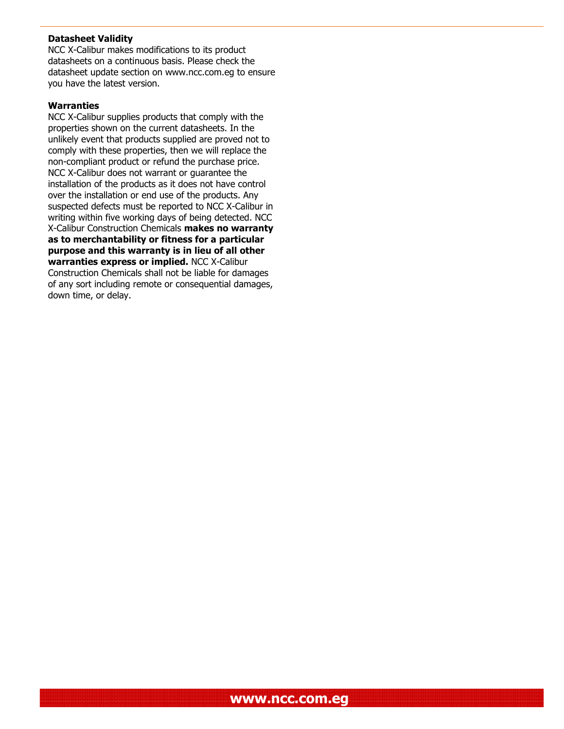**Datasheet Validity**

NCC X-Calibur makes modifications to its product datasheets on a continuous basis. Please check the datasheet update section on www.ncc.com.eg to ensure you have the latest version.

**Warranties**

NCC X-Calibur supplies products that comply with the properties shown on the current datasheets. In the unlikely event that products supplied are proved not to comply with these properties, then we will replace the non-compliant product or refund the purchase price. NCC X-Calibur does not warrant or guarantee the installation of the products as it does not have control over the installation or end use of the products. Any suspected defects must be reported to NCC X-Calibur in writing within five working days of being detected. NCC X-Calibur Construction Chemicals **makes no warranty as to merchantability or fitness for a particular purpose and this warranty is in lieu of all other warranties express or implied.** NCC X-Calibur Construction Chemicals shall not be liable for damages of any sort including remote or consequential damages, down time, or delay.